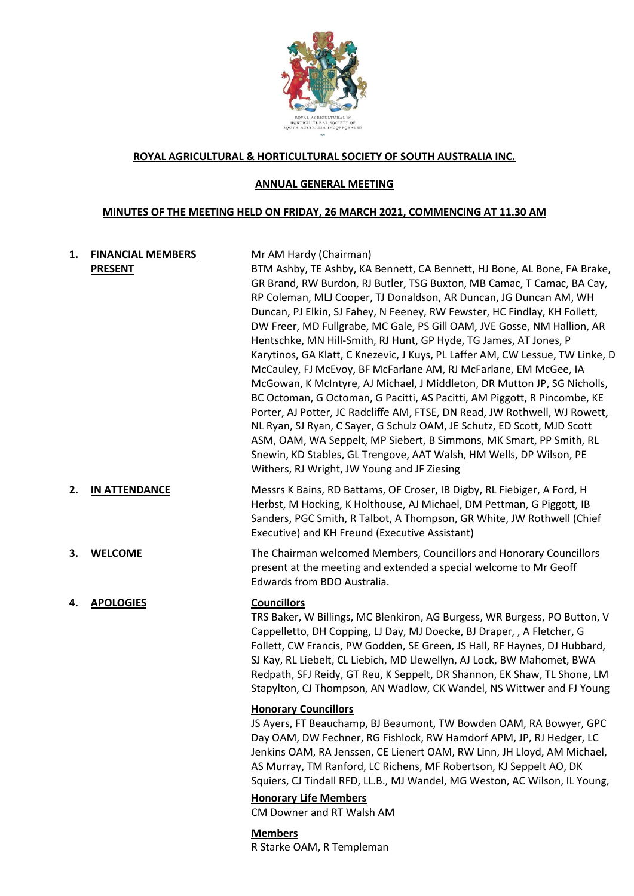**ROYAL AGRICULTURAL & HORTICULTURAL SOCIETY OF SOUTH AUSTRALIA INC.**

**ANNUAL GENERAL MEETING**

**MINUTES OF THE MEETING HELD ON FRIDAY, 26 MARCH 2021, COMMENCING AT 11.30 AM**

**1. FINANCIAL MEMBERS PRESENT**

Mr AM Hardy (Chairman)
BTM Ashby, TE Ashby, KA Bennett, CA Bennett, HJ Bone, AL Bone, FA Brake, GR Brand, RW Burdon, RJ Butler, TSG Buxton, MB Camac, T Camac, BA Cay, RP Coleman, MLJ Cooper, TJ Donaldson, AR Duncan, JG Duncan AM, WH Duncan, PJ Elkin, SJ Fahey, N Feeney, RW Fewster, HC Findlay, KH Follett, DW Freer, MD Fullgrabe, MC Gale, PS Gill OAM, JVE Gosse, NM Hallion, AR Hentschke, MN Hill-Smith, RJ Hunt, GP Hyde, TG James, AT Jones, P Karytinos, GA Klatt, C Knezevic, J Kuys, PL Laffer AM, CW Lessue, TW Linke, D McCauley, FJ McEvoy, BF McFarlane AM, RJ McFarlane, EM McGee, IA McGowan, K McIntyre, AJ Michael, J Middleton, DR Mutton JP, SG Nicholls, BC Octoman, G Octoman, G Pacitti, AS Pacitti, AM Piggott, R Pincombe, KE Porter, AJ Potter, JC Radcliffe AM, FTSE, DN Read, JW Rothwell, WJ Rowett, NL Ryan, SJ Ryan, C Sayer, G Schulz OAM, JE Schutz, ED Scott, MJD Scott ASM, OAM, WA Seppelt, MP Siebert, B Simmons, MK Smart, PP Smith, RL Snewin, KD Stables, GL Trengove, AAT Walsh, HM Wells, DP Wilson, PE Withers, RJ Wright, JW Young and JF Ziesing

**2. IN ATTENDANCE**

Messrs K Bains, RD Battams, OF Croser, IB Digby, RL Fiebiger, A Ford, H Herbst, M Hocking, K Holthouse, AJ Michael, DM Pettman, G Piggott, IB Sanders, PGC Smith, R Talbot, A Thompson, GR White, JW Rothwell (Chief Executive) and KH Freund (Executive Assistant)

**3. WELCOME**

The Chairman welcomed Members, Councillors and Honorary Councillors present at the meeting and extended a special welcome to Mr Geoff Edwards from BDO Australia.

**4. APOLOGIES**

**Councillors**
TRS Baker, W Billings, MC Blenkiron, AG Burgess, WR Burgess, PO Button, V Cappelletto, DH Copping, LJ Day, MJ Doecke, BJ Draper, , A Fletcher, G Follett, CW Francis, PW Godden, SE Green, JS Hall, RF Haynes, DJ Hubbard, SJ Kay, RL Liebelt, CL Liebich, MD Llewellyn, AJ Lock, BW Mahomet, BWA Redpath, SFJ Reidy, GT Reu, K Seppelt, DR Shannon, EK Shaw, TL Shone, LM Stapylton, CJ Thompson, AN Wadlow, CK Wandel, NS Wittwer and FJ Young

**Honorary Councillors**
JS Ayers, FT Beauchamp, BJ Beaumont, TW Bowden OAM, RA Bowyer, GPC Day OAM, DW Fechner, RG Fishlock, RW Hamdorf APM, JP, RJ Hedger, LC Jenkins OAM, RA Jenssen, CE Lienert OAM, RW Linn, JH Lloyd, AM Michael, AS Murray, TM Ranford, LC Richens, MF Robertson, KJ Seppelt AO, DK Squiers, CJ Tindall RFD, LL.B., MJ Wandel, MG Weston, AC Wilson, IL Young,

**Honorary Life Members**
CM Downer and RT Walsh AM

**Members**
R Starke OAM, R Templeman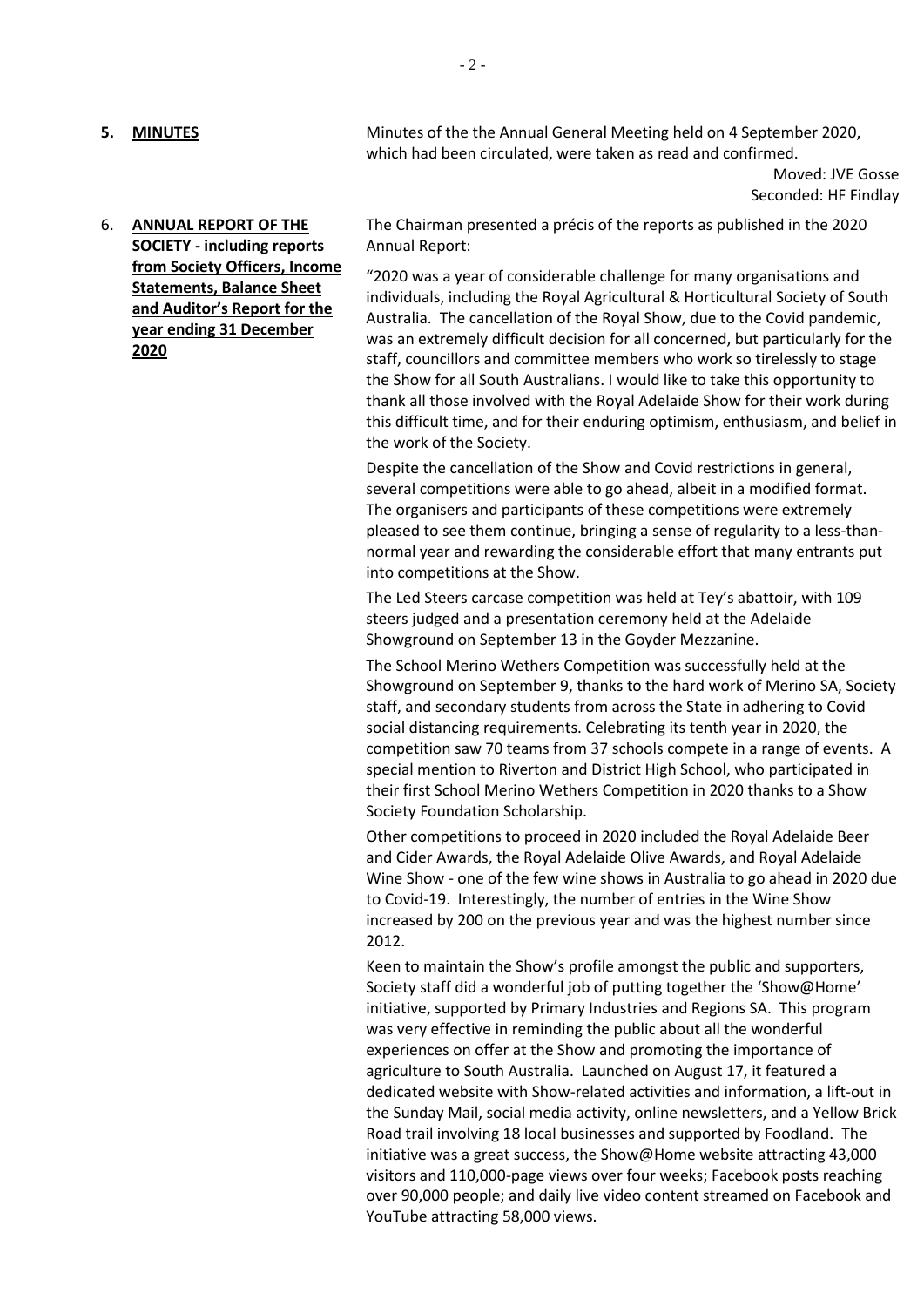**5. MINUTES**

Minutes of the the Annual General Meeting held on 4 September 2020, which had been circulated, were taken as read and confirmed.

Moved: JVE Gosse
Seconded: HF Findlay

**6. ANNUAL REPORT OF THE SOCIETY - including reports from Society Officers, Income Statements, Balance Sheet and Auditor's Report for the year ending 31 December 2020**

The Chairman presented a précis of the reports as published in the 2020 Annual Report:

"2020 was a year of considerable challenge for many organisations and individuals, including the Royal Agricultural & Horticultural Society of South Australia. The cancellation of the Royal Show, due to the Covid pandemic, was an extremely difficult decision for all concerned, but particularly for the staff, councillors and committee members who work so tirelessly to stage the Show for all South Australians. I would like to take this opportunity to thank all those involved with the Royal Adelaide Show for their work during this difficult time, and for their enduring optimism, enthusiasm, and belief in the work of the Society.

Despite the cancellation of the Show and Covid restrictions in general, several competitions were able to go ahead, albeit in a modified format. The organisers and participants of these competitions were extremely pleased to see them continue, bringing a sense of regularity to a less-than-normal year and rewarding the considerable effort that many entrants put into competitions at the Show.

The Led Steers carcase competition was held at Tey's abattoir, with 109 steers judged and a presentation ceremony held at the Adelaide Showground on September 13 in the Goyder Mezzanine.

The School Merino Wethers Competition was successfully held at the Showground on September 9, thanks to the hard work of Merino SA, Society staff, and secondary students from across the State in adhering to Covid social distancing requirements. Celebrating its tenth year in 2020, the competition saw 70 teams from 37 schools compete in a range of events. A special mention to Riverton and District High School, who participated in their first School Merino Wethers Competition in 2020 thanks to a Show Society Foundation Scholarship.

Other competitions to proceed in 2020 included the Royal Adelaide Beer and Cider Awards, the Royal Adelaide Olive Awards, and Royal Adelaide Wine Show - one of the few wine shows in Australia to go ahead in 2020 due to Covid-19. Interestingly, the number of entries in the Wine Show increased by 200 on the previous year and was the highest number since 2012.

Keen to maintain the Show's profile amongst the public and supporters, Society staff did a wonderful job of putting together the 'Show@Home' initiative, supported by Primary Industries and Regions SA. This program was very effective in reminding the public about all the wonderful experiences on offer at the Show and promoting the importance of agriculture to South Australia. Launched on August 17, it featured a dedicated website with Show-related activities and information, a lift-out in the Sunday Mail, social media activity, online newsletters, and a Yellow Brick Road trail involving 18 local businesses and supported by Foodland. The initiative was a great success, the Show@Home website attracting 43,000 visitors and 110,000-page views over four weeks; Facebook posts reaching over 90,000 people; and daily live video content streamed on Facebook and YouTube attracting 58,000 views.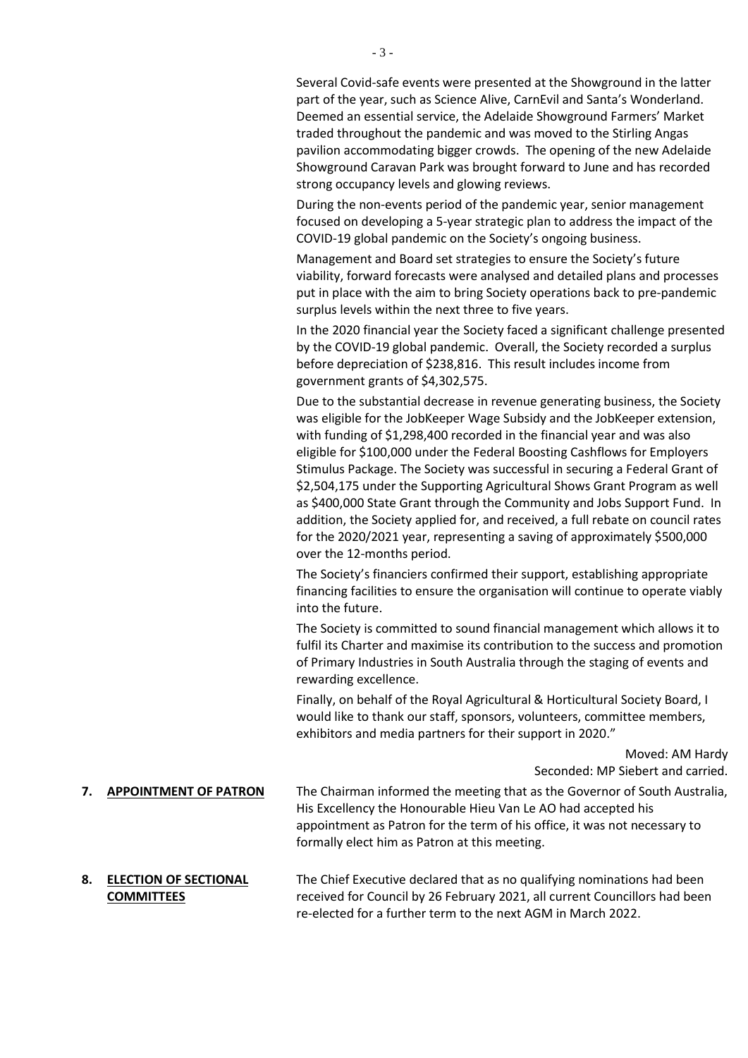Several Covid-safe events were presented at the Showground in the latter part of the year, such as Science Alive, CarnEvil and Santa's Wonderland. Deemed an essential service, the Adelaide Showground Farmers' Market traded throughout the pandemic and was moved to the Stirling Angas pavilion accommodating bigger crowds. The opening of the new Adelaide Showground Caravan Park was brought forward to June and has recorded strong occupancy levels and glowing reviews.

During the non-events period of the pandemic year, senior management focused on developing a 5-year strategic plan to address the impact of the COVID-19 global pandemic on the Society's ongoing business.

Management and Board set strategies to ensure the Society's future viability, forward forecasts were analysed and detailed plans and processes put in place with the aim to bring Society operations back to pre-pandemic surplus levels within the next three to five years.

In the 2020 financial year the Society faced a significant challenge presented by the COVID-19 global pandemic. Overall, the Society recorded a surplus before depreciation of $238,816. This result includes income from government grants of $4,302,575.

Due to the substantial decrease in revenue generating business, the Society was eligible for the JobKeeper Wage Subsidy and the JobKeeper extension, with funding of $1,298,400 recorded in the financial year and was also eligible for $100,000 under the Federal Boosting Cashflows for Employers Stimulus Package. The Society was successful in securing a Federal Grant of $2,504,175 under the Supporting Agricultural Shows Grant Program as well as $400,000 State Grant through the Community and Jobs Support Fund. In addition, the Society applied for, and received, a full rebate on council rates for the 2020/2021 year, representing a saving of approximately $500,000 over the 12-months period.

The Society's financiers confirmed their support, establishing appropriate financing facilities to ensure the organisation will continue to operate viably into the future.

The Society is committed to sound financial management which allows it to fulfil its Charter and maximise its contribution to the success and promotion of Primary Industries in South Australia through the staging of events and rewarding excellence.

Finally, on behalf of the Royal Agricultural & Horticultural Society Board, I would like to thank our staff, sponsors, volunteers, committee members, exhibitors and media partners for their support in 2020."

Moved: AM Hardy
Seconded: MP Siebert and carried.

**7. APPOINTMENT OF PATRON**

The Chairman informed the meeting that as the Governor of South Australia, His Excellency the Honourable Hieu Van Le AO had accepted his appointment as Patron for the term of his office, it was not necessary to formally elect him as Patron at this meeting.

**8. ELECTION OF SECTIONAL COMMITTEES**

The Chief Executive declared that as no qualifying nominations had been received for Council by 26 February 2021, all current Councillors had been re-elected for a further term to the next AGM in March 2022.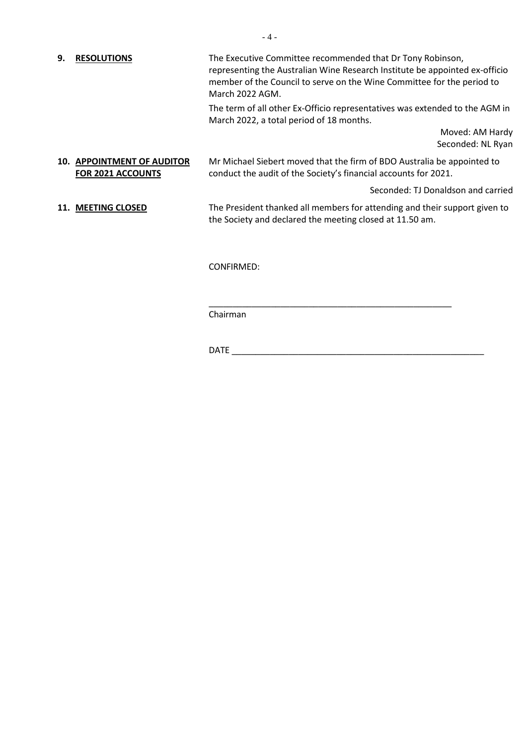**9. RESOLUTIONS**

The Executive Committee recommended that Dr Tony Robinson, representing the Australian Wine Research Institute be appointed ex-officio member of the Council to serve on the Wine Committee for the period to March 2022 AGM.

The term of all other Ex-Officio representatives was extended to the AGM in March 2022, a total period of 18 months.

Moved: AM Hardy
Seconded: NL Ryan

**10. APPOINTMENT OF AUDITOR FOR 2021 ACCOUNTS**

Mr Michael Siebert moved that the firm of BDO Australia be appointed to conduct the audit of the Society's financial accounts for 2021.

Seconded: TJ Donaldson and carried

**11. MEETING CLOSED**

The President thanked all members for attending and their support given to the Society and declared the meeting closed at 11.50 am.

CONFIRMED:

_____________________________________________________
Chairman

DATE ______________________________________________________